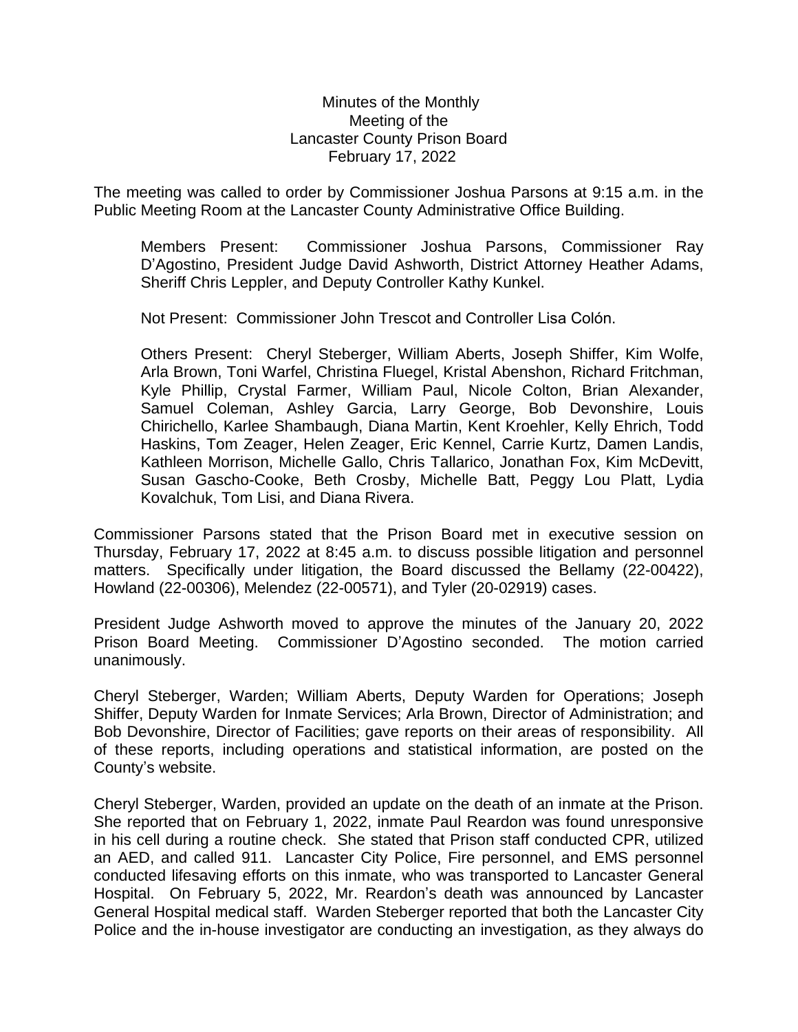Minutes of the Monthly
Meeting of the
Lancaster County Prison Board
February 17, 2022

The meeting was called to order by Commissioner Joshua Parsons at 9:15 a.m. in the Public Meeting Room at the Lancaster County Administrative Office Building.

Members Present: Commissioner Joshua Parsons, Commissioner Ray D'Agostino, President Judge David Ashworth, District Attorney Heather Adams, Sheriff Chris Leppler, and Deputy Controller Kathy Kunkel.

Not Present: Commissioner John Trescot and Controller Lisa Colón.

Others Present: Cheryl Steberger, William Aberts, Joseph Shiffer, Kim Wolfe, Arla Brown, Toni Warfel, Christina Fluegel, Kristal Abenshon, Richard Fritchman, Kyle Phillip, Crystal Farmer, William Paul, Nicole Colton, Brian Alexander, Samuel Coleman, Ashley Garcia, Larry George, Bob Devonshire, Louis Chirichello, Karlee Shambaugh, Diana Martin, Kent Kroehler, Kelly Ehrich, Todd Haskins, Tom Zeager, Helen Zeager, Eric Kennel, Carrie Kurtz, Damen Landis, Kathleen Morrison, Michelle Gallo, Chris Tallarico, Jonathan Fox, Kim McDevitt, Susan Gascho-Cooke, Beth Crosby, Michelle Batt, Peggy Lou Platt, Lydia Kovalchuk, Tom Lisi, and Diana Rivera.

Commissioner Parsons stated that the Prison Board met in executive session on Thursday, February 17, 2022 at 8:45 a.m. to discuss possible litigation and personnel matters. Specifically under litigation, the Board discussed the Bellamy (22-00422), Howland (22-00306), Melendez (22-00571), and Tyler (20-02919) cases.

President Judge Ashworth moved to approve the minutes of the January 20, 2022 Prison Board Meeting. Commissioner D'Agostino seconded. The motion carried unanimously.

Cheryl Steberger, Warden; William Aberts, Deputy Warden for Operations; Joseph Shiffer, Deputy Warden for Inmate Services; Arla Brown, Director of Administration; and Bob Devonshire, Director of Facilities; gave reports on their areas of responsibility. All of these reports, including operations and statistical information, are posted on the County's website.

Cheryl Steberger, Warden, provided an update on the death of an inmate at the Prison. She reported that on February 1, 2022, inmate Paul Reardon was found unresponsive in his cell during a routine check. She stated that Prison staff conducted CPR, utilized an AED, and called 911. Lancaster City Police, Fire personnel, and EMS personnel conducted lifesaving efforts on this inmate, who was transported to Lancaster General Hospital. On February 5, 2022, Mr. Reardon's death was announced by Lancaster General Hospital medical staff. Warden Steberger reported that both the Lancaster City Police and the in-house investigator are conducting an investigation, as they always do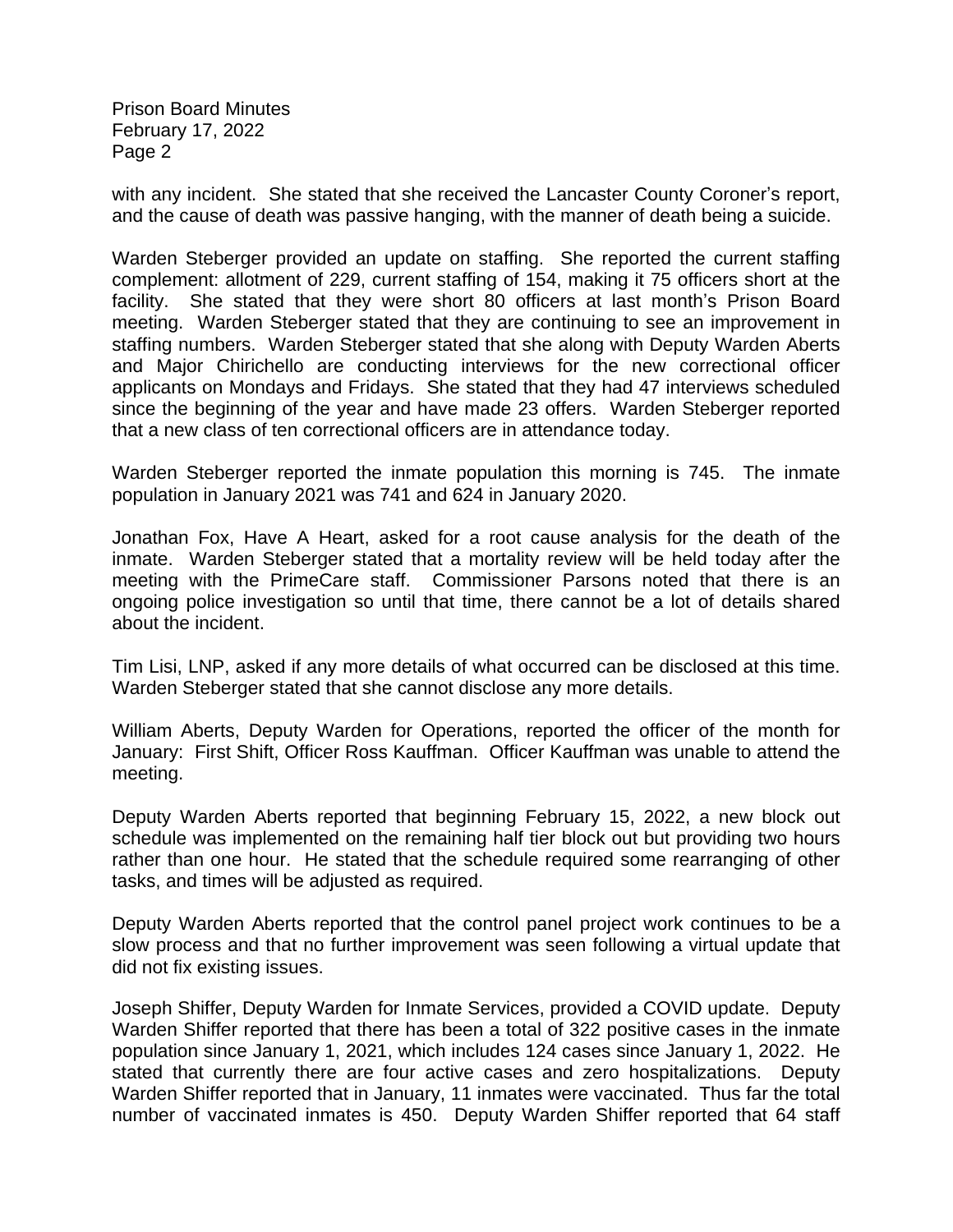with any incident. She stated that she received the Lancaster County Coroner's report, and the cause of death was passive hanging, with the manner of death being a suicide.

Warden Steberger provided an update on staffing. She reported the current staffing complement: allotment of 229, current staffing of 154, making it 75 officers short at the facility. She stated that they were short 80 officers at last month's Prison Board meeting. Warden Steberger stated that they are continuing to see an improvement in staffing numbers. Warden Steberger stated that she along with Deputy Warden Aberts and Major Chirichello are conducting interviews for the new correctional officer applicants on Mondays and Fridays. She stated that they had 47 interviews scheduled since the beginning of the year and have made 23 offers. Warden Steberger reported that a new class of ten correctional officers are in attendance today.

Warden Steberger reported the inmate population this morning is 745. The inmate population in January 2021 was 741 and 624 in January 2020.

Jonathan Fox, Have A Heart, asked for a root cause analysis for the death of the inmate. Warden Steberger stated that a mortality review will be held today after the meeting with the PrimeCare staff. Commissioner Parsons noted that there is an ongoing police investigation so until that time, there cannot be a lot of details shared about the incident.

Tim Lisi, LNP, asked if any more details of what occurred can be disclosed at this time. Warden Steberger stated that she cannot disclose any more details.

William Aberts, Deputy Warden for Operations, reported the officer of the month for January: First Shift, Officer Ross Kauffman. Officer Kauffman was unable to attend the meeting.

Deputy Warden Aberts reported that beginning February 15, 2022, a new block out schedule was implemented on the remaining half tier block out but providing two hours rather than one hour. He stated that the schedule required some rearranging of other tasks, and times will be adjusted as required.

Deputy Warden Aberts reported that the control panel project work continues to be a slow process and that no further improvement was seen following a virtual update that did not fix existing issues.

Joseph Shiffer, Deputy Warden for Inmate Services, provided a COVID update. Deputy Warden Shiffer reported that there has been a total of 322 positive cases in the inmate population since January 1, 2021, which includes 124 cases since January 1, 2022. He stated that currently there are four active cases and zero hospitalizations. Deputy Warden Shiffer reported that in January, 11 inmates were vaccinated. Thus far the total number of vaccinated inmates is 450. Deputy Warden Shiffer reported that 64 staff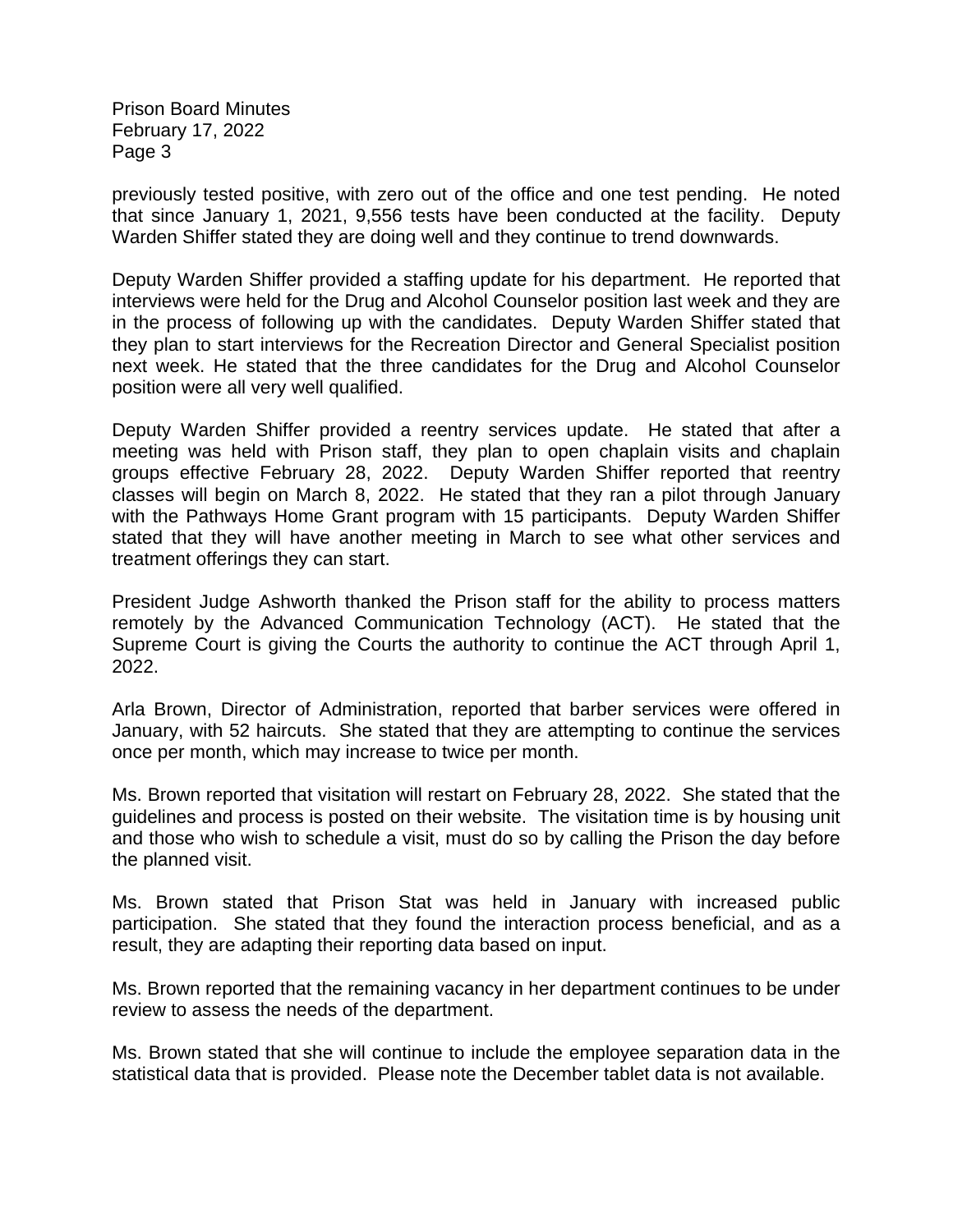previously tested positive, with zero out of the office and one test pending. He noted that since January 1, 2021, 9,556 tests have been conducted at the facility. Deputy Warden Shiffer stated they are doing well and they continue to trend downwards.

Deputy Warden Shiffer provided a staffing update for his department. He reported that interviews were held for the Drug and Alcohol Counselor position last week and they are in the process of following up with the candidates. Deputy Warden Shiffer stated that they plan to start interviews for the Recreation Director and General Specialist position next week. He stated that the three candidates for the Drug and Alcohol Counselor position were all very well qualified.

Deputy Warden Shiffer provided a reentry services update. He stated that after a meeting was held with Prison staff, they plan to open chaplain visits and chaplain groups effective February 28, 2022. Deputy Warden Shiffer reported that reentry classes will begin on March 8, 2022. He stated that they ran a pilot through January with the Pathways Home Grant program with 15 participants. Deputy Warden Shiffer stated that they will have another meeting in March to see what other services and treatment offerings they can start.

President Judge Ashworth thanked the Prison staff for the ability to process matters remotely by the Advanced Communication Technology (ACT). He stated that the Supreme Court is giving the Courts the authority to continue the ACT through April 1, 2022.

Arla Brown, Director of Administration, reported that barber services were offered in January, with 52 haircuts. She stated that they are attempting to continue the services once per month, which may increase to twice per month.

Ms. Brown reported that visitation will restart on February 28, 2022. She stated that the guidelines and process is posted on their website. The visitation time is by housing unit and those who wish to schedule a visit, must do so by calling the Prison the day before the planned visit.

Ms. Brown stated that Prison Stat was held in January with increased public participation. She stated that they found the interaction process beneficial, and as a result, they are adapting their reporting data based on input.

Ms. Brown reported that the remaining vacancy in her department continues to be under review to assess the needs of the department.

Ms. Brown stated that she will continue to include the employee separation data in the statistical data that is provided. Please note the December tablet data is not available.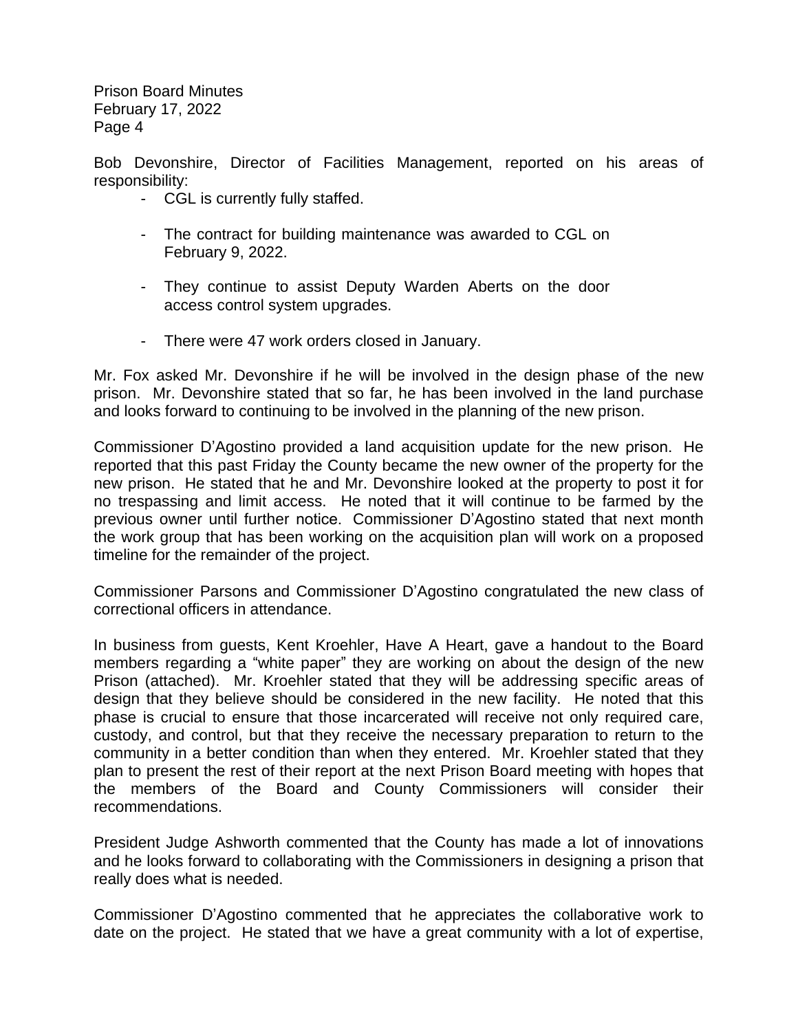Bob Devonshire, Director of Facilities Management, reported on his areas of responsibility:

- CGL is currently fully staffed.

- The contract for building maintenance was awarded to CGL on February 9, 2022.

- They continue to assist Deputy Warden Aberts on the door access control system upgrades.

- There were 47 work orders closed in January.

Mr. Fox asked Mr. Devonshire if he will be involved in the design phase of the new prison. Mr. Devonshire stated that so far, he has been involved in the land purchase and looks forward to continuing to be involved in the planning of the new prison.

Commissioner D'Agostino provided a land acquisition update for the new prison. He reported that this past Friday the County became the new owner of the property for the new prison. He stated that he and Mr. Devonshire looked at the property to post it for no trespassing and limit access. He noted that it will continue to be farmed by the previous owner until further notice. Commissioner D'Agostino stated that next month the work group that has been working on the acquisition plan will work on a proposed timeline for the remainder of the project.

Commissioner Parsons and Commissioner D'Agostino congratulated the new class of correctional officers in attendance.

In business from guests, Kent Kroehler, Have A Heart, gave a handout to the Board members regarding a "white paper" they are working on about the design of the new Prison (attached). Mr. Kroehler stated that they will be addressing specific areas of design that they believe should be considered in the new facility. He noted that this phase is crucial to ensure that those incarcerated will receive not only required care, custody, and control, but that they receive the necessary preparation to return to the community in a better condition than when they entered. Mr. Kroehler stated that they plan to present the rest of their report at the next Prison Board meeting with hopes that the members of the Board and County Commissioners will consider their recommendations.

President Judge Ashworth commented that the County has made a lot of innovations and he looks forward to collaborating with the Commissioners in designing a prison that really does what is needed.

Commissioner D'Agostino commented that he appreciates the collaborative work to date on the project. He stated that we have a great community with a lot of expertise,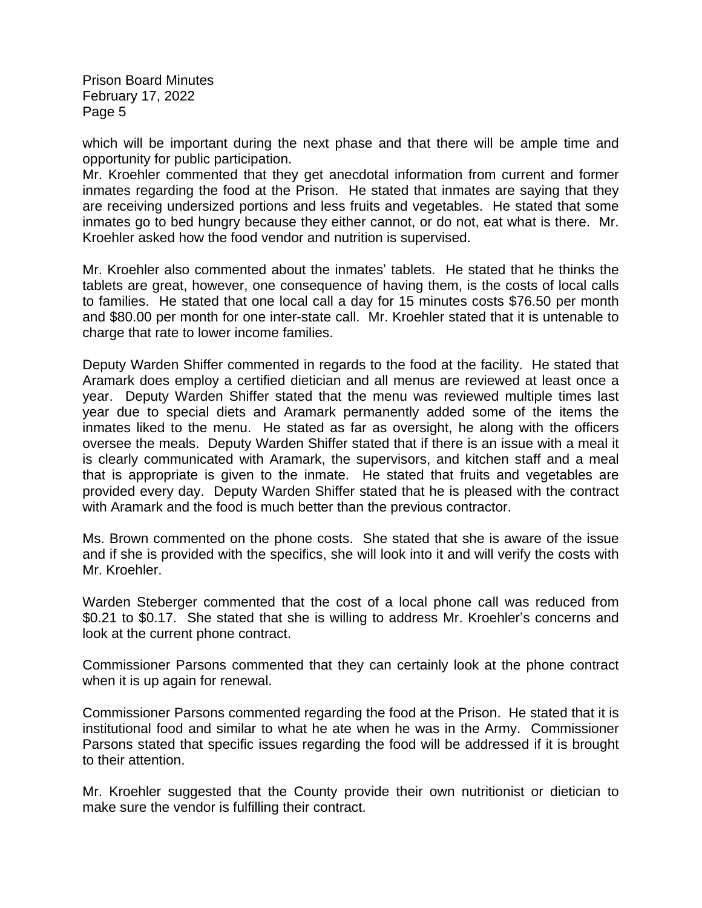which will be important during the next phase and that there will be ample time and opportunity for public participation.

Mr. Kroehler commented that they get anecdotal information from current and former inmates regarding the food at the Prison. He stated that inmates are saying that they are receiving undersized portions and less fruits and vegetables. He stated that some inmates go to bed hungry because they either cannot, or do not, eat what is there. Mr. Kroehler asked how the food vendor and nutrition is supervised.

Mr. Kroehler also commented about the inmates' tablets. He stated that he thinks the tablets are great, however, one consequence of having them, is the costs of local calls to families. He stated that one local call a day for 15 minutes costs $76.50 per month and $80.00 per month for one inter-state call. Mr. Kroehler stated that it is untenable to charge that rate to lower income families.

Deputy Warden Shiffer commented in regards to the food at the facility. He stated that Aramark does employ a certified dietician and all menus are reviewed at least once a year. Deputy Warden Shiffer stated that the menu was reviewed multiple times last year due to special diets and Aramark permanently added some of the items the inmates liked to the menu. He stated as far as oversight, he along with the officers oversee the meals. Deputy Warden Shiffer stated that if there is an issue with a meal it is clearly communicated with Aramark, the supervisors, and kitchen staff and a meal that is appropriate is given to the inmate. He stated that fruits and vegetables are provided every day. Deputy Warden Shiffer stated that he is pleased with the contract with Aramark and the food is much better than the previous contractor.

Ms. Brown commented on the phone costs. She stated that she is aware of the issue and if she is provided with the specifics, she will look into it and will verify the costs with Mr. Kroehler.

Warden Steberger commented that the cost of a local phone call was reduced from $0.21 to $0.17. She stated that she is willing to address Mr. Kroehler's concerns and look at the current phone contract.

Commissioner Parsons commented that they can certainly look at the phone contract when it is up again for renewal.

Commissioner Parsons commented regarding the food at the Prison. He stated that it is institutional food and similar to what he ate when he was in the Army. Commissioner Parsons stated that specific issues regarding the food will be addressed if it is brought to their attention.

Mr. Kroehler suggested that the County provide their own nutritionist or dietician to make sure the vendor is fulfilling their contract.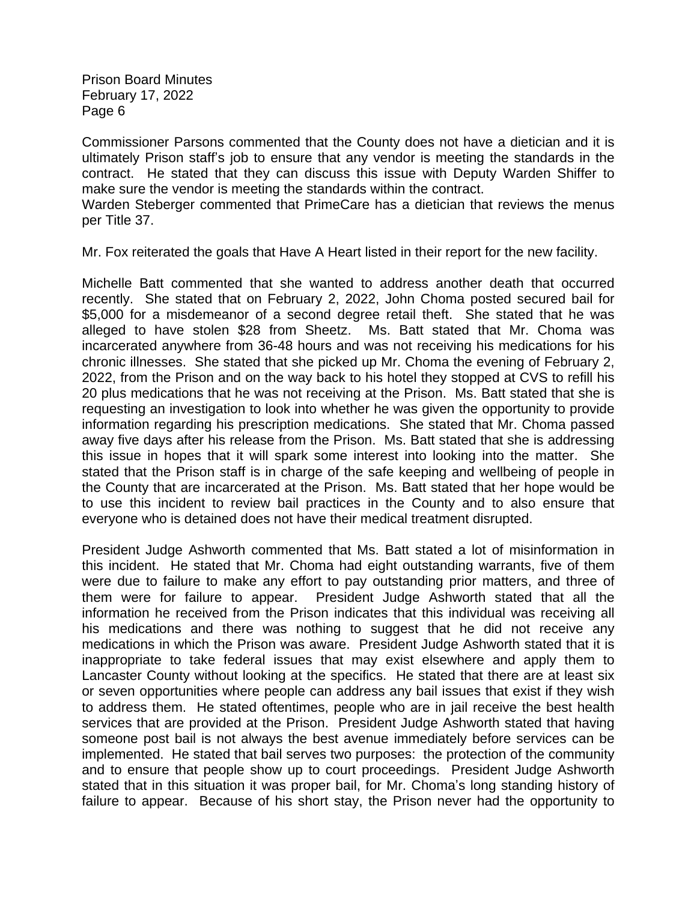Commissioner Parsons commented that the County does not have a dietician and it is ultimately Prison staff's job to ensure that any vendor is meeting the standards in the contract. He stated that they can discuss this issue with Deputy Warden Shiffer to make sure the vendor is meeting the standards within the contract.
Warden Steberger commented that PrimeCare has a dietician that reviews the menus per Title 37.

Mr. Fox reiterated the goals that Have A Heart listed in their report for the new facility.

Michelle Batt commented that she wanted to address another death that occurred recently. She stated that on February 2, 2022, John Choma posted secured bail for $5,000 for a misdemeanor of a second degree retail theft. She stated that he was alleged to have stolen $28 from Sheetz. Ms. Batt stated that Mr. Choma was incarcerated anywhere from 36-48 hours and was not receiving his medications for his chronic illnesses. She stated that she picked up Mr. Choma the evening of February 2, 2022, from the Prison and on the way back to his hotel they stopped at CVS to refill his 20 plus medications that he was not receiving at the Prison. Ms. Batt stated that she is requesting an investigation to look into whether he was given the opportunity to provide information regarding his prescription medications. She stated that Mr. Choma passed away five days after his release from the Prison. Ms. Batt stated that she is addressing this issue in hopes that it will spark some interest into looking into the matter. She stated that the Prison staff is in charge of the safe keeping and wellbeing of people in the County that are incarcerated at the Prison. Ms. Batt stated that her hope would be to use this incident to review bail practices in the County and to also ensure that everyone who is detained does not have their medical treatment disrupted.

President Judge Ashworth commented that Ms. Batt stated a lot of misinformation in this incident. He stated that Mr. Choma had eight outstanding warrants, five of them were due to failure to make any effort to pay outstanding prior matters, and three of them were for failure to appear. President Judge Ashworth stated that all the information he received from the Prison indicates that this individual was receiving all his medications and there was nothing to suggest that he did not receive any medications in which the Prison was aware. President Judge Ashworth stated that it is inappropriate to take federal issues that may exist elsewhere and apply them to Lancaster County without looking at the specifics. He stated that there are at least six or seven opportunities where people can address any bail issues that exist if they wish to address them. He stated oftentimes, people who are in jail receive the best health services that are provided at the Prison. President Judge Ashworth stated that having someone post bail is not always the best avenue immediately before services can be implemented. He stated that bail serves two purposes: the protection of the community and to ensure that people show up to court proceedings. President Judge Ashworth stated that in this situation it was proper bail, for Mr. Choma's long standing history of failure to appear. Because of his short stay, the Prison never had the opportunity to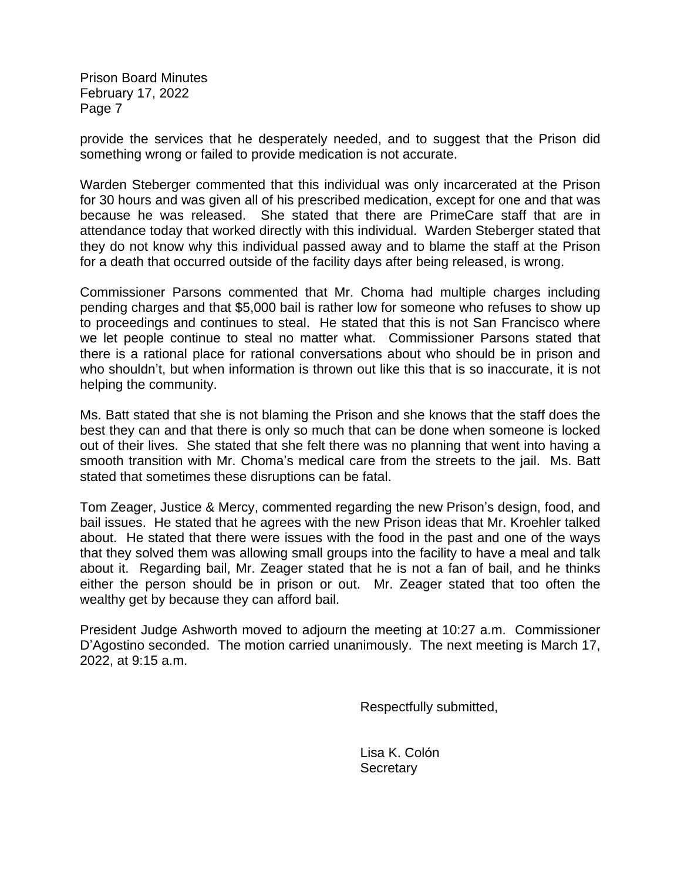provide the services that he desperately needed, and to suggest that the Prison did something wrong or failed to provide medication is not accurate.

Warden Steberger commented that this individual was only incarcerated at the Prison for 30 hours and was given all of his prescribed medication, except for one and that was because he was released. She stated that there are PrimeCare staff that are in attendance today that worked directly with this individual. Warden Steberger stated that they do not know why this individual passed away and to blame the staff at the Prison for a death that occurred outside of the facility days after being released, is wrong.

Commissioner Parsons commented that Mr. Choma had multiple charges including pending charges and that $5,000 bail is rather low for someone who refuses to show up to proceedings and continues to steal. He stated that this is not San Francisco where we let people continue to steal no matter what. Commissioner Parsons stated that there is a rational place for rational conversations about who should be in prison and who shouldn't, but when information is thrown out like this that is so inaccurate, it is not helping the community.

Ms. Batt stated that she is not blaming the Prison and she knows that the staff does the best they can and that there is only so much that can be done when someone is locked out of their lives. She stated that she felt there was no planning that went into having a smooth transition with Mr. Choma's medical care from the streets to the jail. Ms. Batt stated that sometimes these disruptions can be fatal.

Tom Zeager, Justice & Mercy, commented regarding the new Prison's design, food, and bail issues. He stated that he agrees with the new Prison ideas that Mr. Kroehler talked about. He stated that there were issues with the food in the past and one of the ways that they solved them was allowing small groups into the facility to have a meal and talk about it. Regarding bail, Mr. Zeager stated that he is not a fan of bail, and he thinks either the person should be in prison or out. Mr. Zeager stated that too often the wealthy get by because they can afford bail.

President Judge Ashworth moved to adjourn the meeting at 10:27 a.m. Commissioner D'Agostino seconded. The motion carried unanimously. The next meeting is March 17, 2022, at 9:15 a.m.

Respectfully submitted,

Lisa K. Colón
Secretary